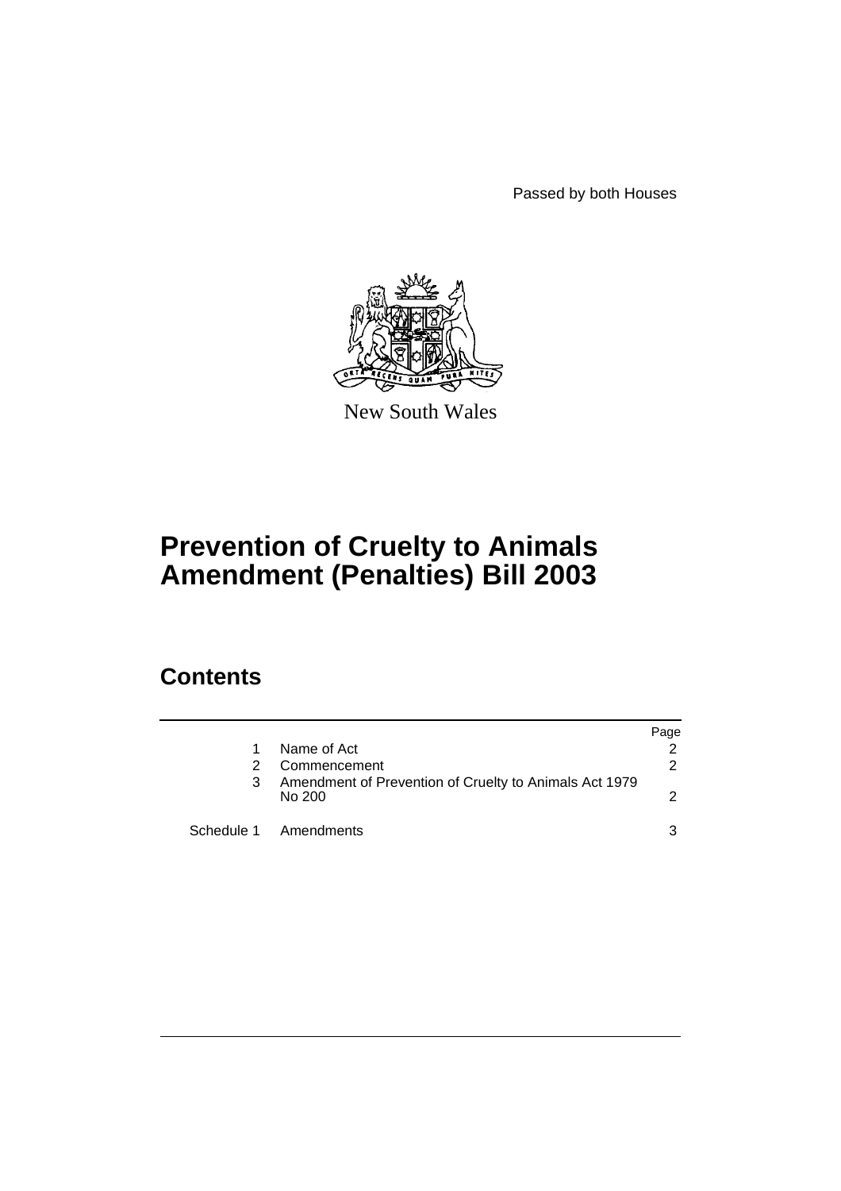Passed by both Houses

New South Wales

# Prevention of Cruelty to Animals Amendment (Penalties) Bill 2003

## Contents

| | | Page |
|---|---|---|
| 1 | Name of Act | 2 |
| 2 | Commencement | 2 |
| 3 | Amendment of Prevention of Cruelty to Animals Act 1979 No 200 | 2 |
| Schedule 1 | Amendments | 3 |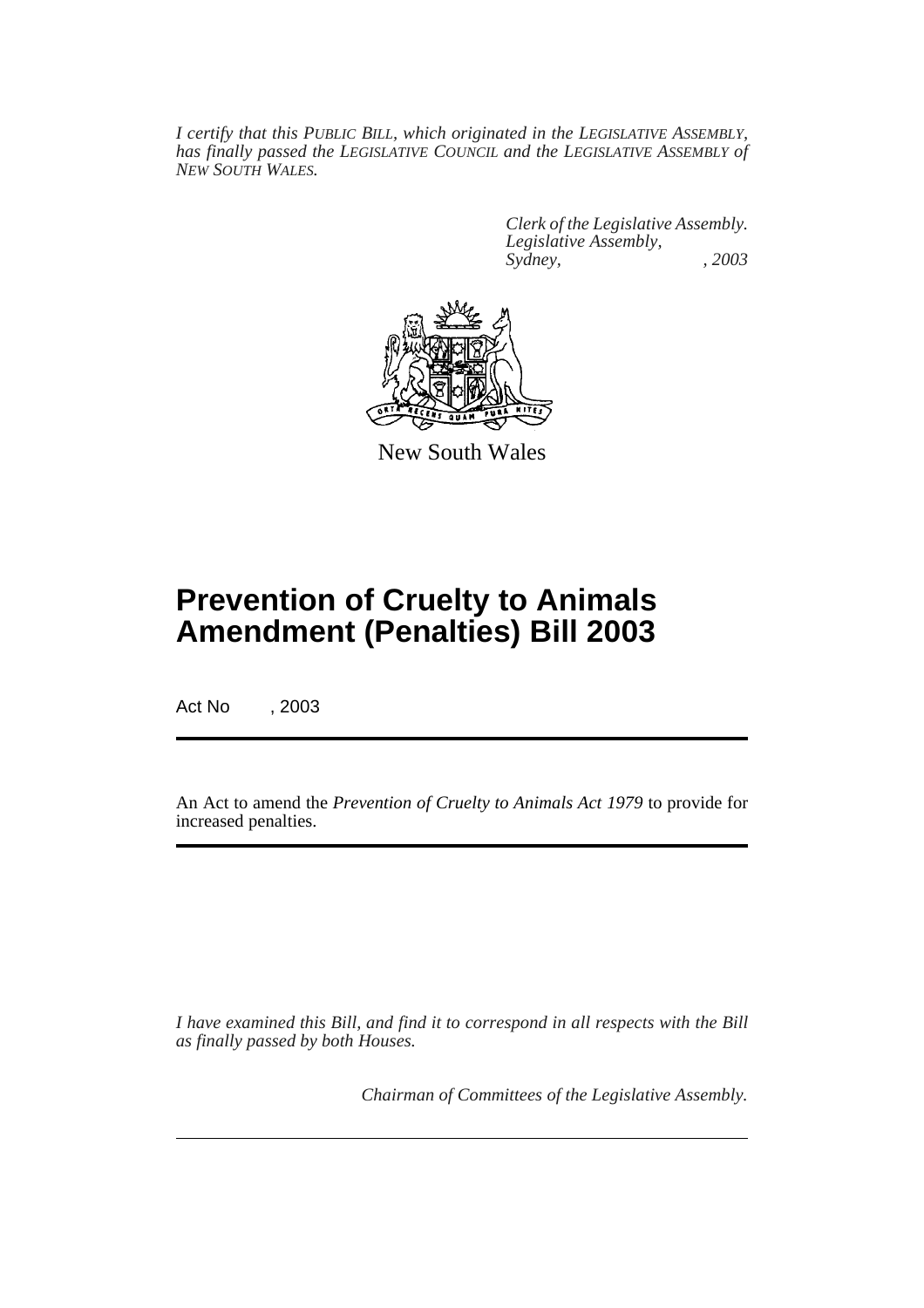*I certify that this PUBLIC BILL, which originated in the LEGISLATIVE ASSEMBLY, has finally passed the LEGISLATIVE COUNCIL and the LEGISLATIVE ASSEMBLY of NEW SOUTH WALES.*

*Clerk of the Legislative Assembly.*
*Legislative Assembly,*
*Sydney, , 2003*

New South Wales

# Prevention of Cruelty to Animals Amendment (Penalties) Bill 2003

Act No , 2003

An Act to amend the *Prevention of Cruelty to Animals Act 1979* to provide for increased penalties.

*I have examined this Bill, and find it to correspond in all respects with the Bill as finally passed by both Houses.*

*Chairman of Committees of the Legislative Assembly.*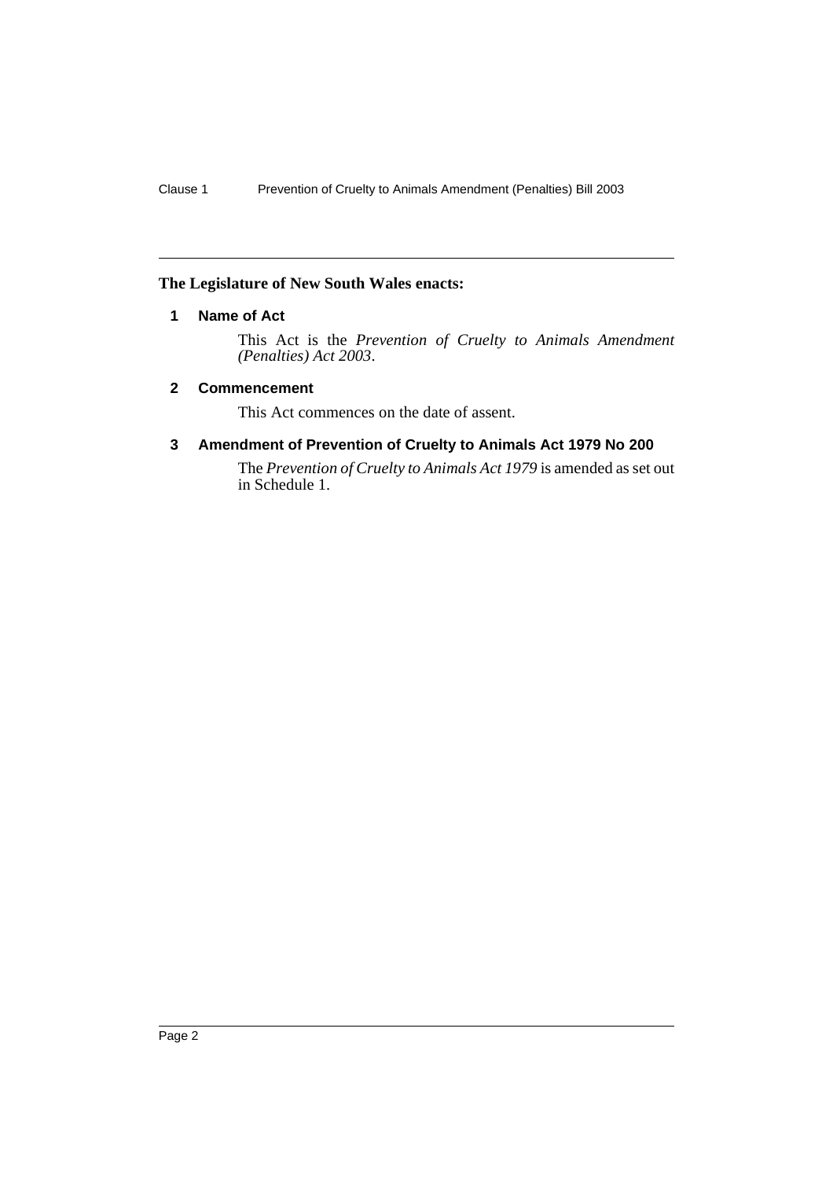**The Legislature of New South Wales enacts:**

## 1 Name of Act

This Act is the *Prevention of Cruelty to Animals Amendment (Penalties) Act 2003*.

## 2 Commencement

This Act commences on the date of assent.

## 3 Amendment of Prevention of Cruelty to Animals Act 1979 No 200

The *Prevention of Cruelty to Animals Act 1979* is amended as set out in Schedule 1.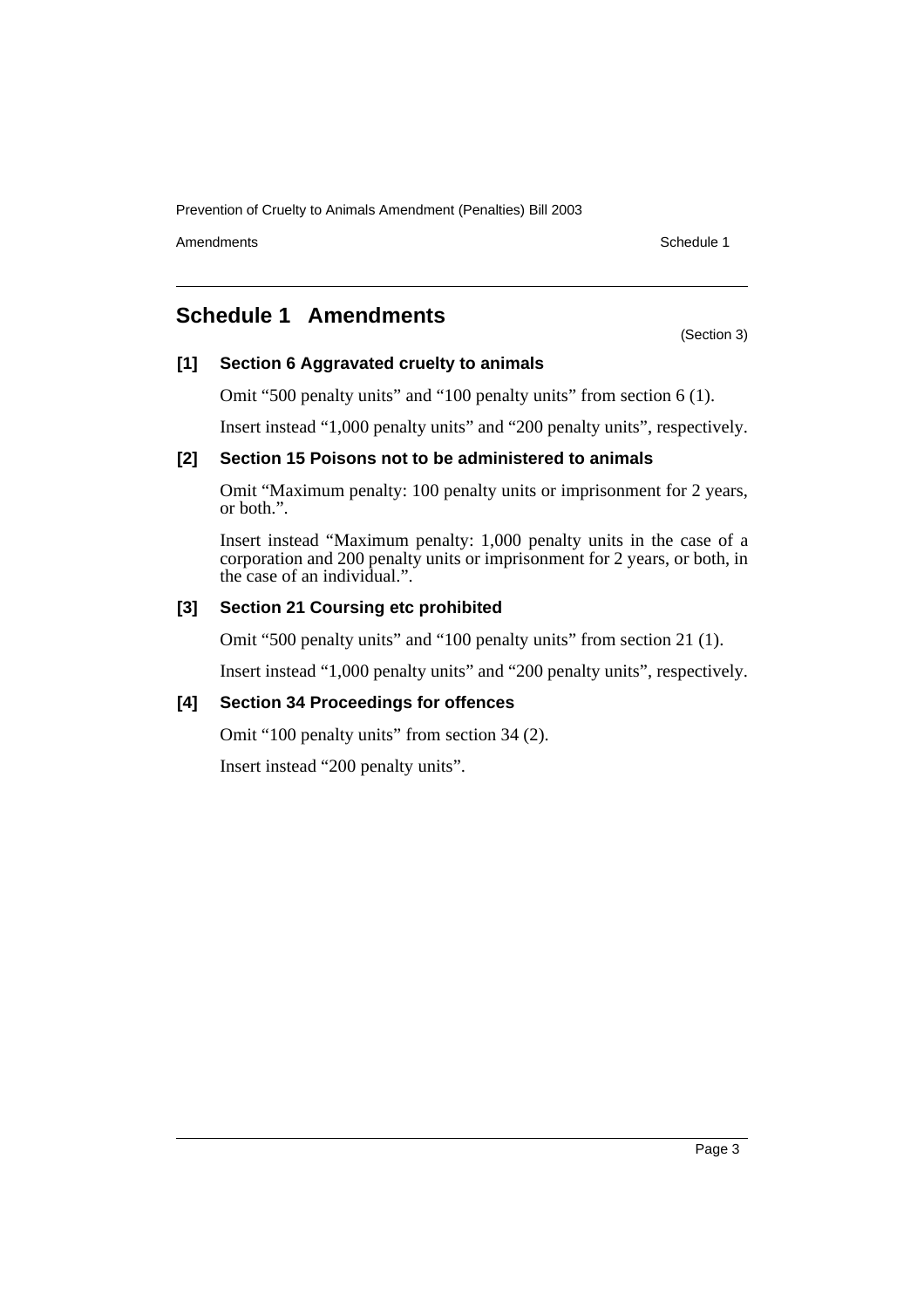## Schedule 1 Amendments

(Section 3)

### [1] Section 6 Aggravated cruelty to animals

Omit "500 penalty units" and "100 penalty units" from section 6 (1).

Insert instead "1,000 penalty units" and "200 penalty units", respectively.

### [2] Section 15 Poisons not to be administered to animals

Omit "Maximum penalty: 100 penalty units or imprisonment for 2 years, or both.".

Insert instead "Maximum penalty: 1,000 penalty units in the case of a corporation and 200 penalty units or imprisonment for 2 years, or both, in the case of an individual.".

### [3] Section 21 Coursing etc prohibited

Omit "500 penalty units" and "100 penalty units" from section 21 (1).

Insert instead "1,000 penalty units" and "200 penalty units", respectively.

### [4] Section 34 Proceedings for offences

Omit "100 penalty units" from section 34 (2).

Insert instead "200 penalty units".